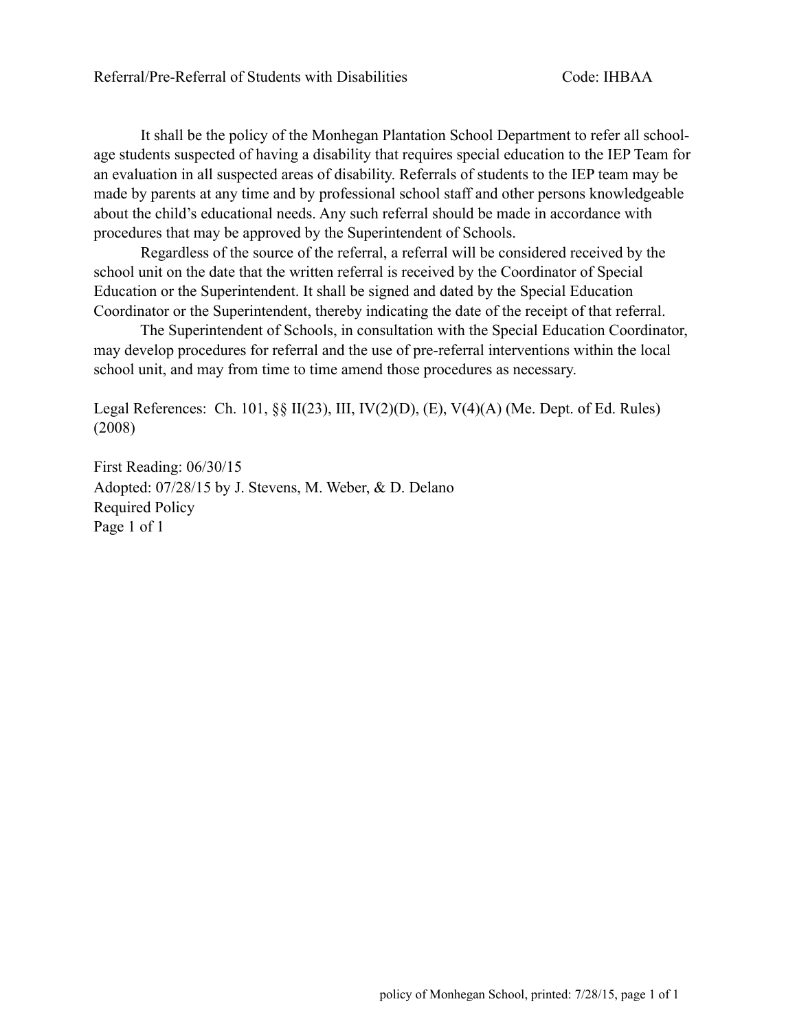# Referral/Pre-Referral of Students with Disabilities

Code: IHBAA

It shall be the policy of the Monhegan Plantation School Department to refer all school-age students suspected of having a disability that requires special education to the IEP Team for an evaluation in all suspected areas of disability. Referrals of students to the IEP team may be made by parents at any time and by professional school staff and other persons knowledgeable about the child's educational needs. Any such referral should be made in accordance with procedures that may be approved by the Superintendent of Schools.

Regardless of the source of the referral, a referral will be considered received by the school unit on the date that the written referral is received by the Coordinator of Special Education or the Superintendent. It shall be signed and dated by the Special Education Coordinator or the Superintendent, thereby indicating the date of the receipt of that referral.

The Superintendent of Schools, in consultation with the Special Education Coordinator, may develop procedures for referral and the use of pre-referral interventions within the local school unit, and may from time to time amend those procedures as necessary.

Legal References: Ch. 101, §§ II(23), III, IV(2)(D), (E), V(4)(A) (Me. Dept. of Ed. Rules) (2008)

First Reading: 06/30/15
Adopted: 07/28/15 by J. Stevens, M. Weber, & D. Delano
Required Policy
Page 1 of 1